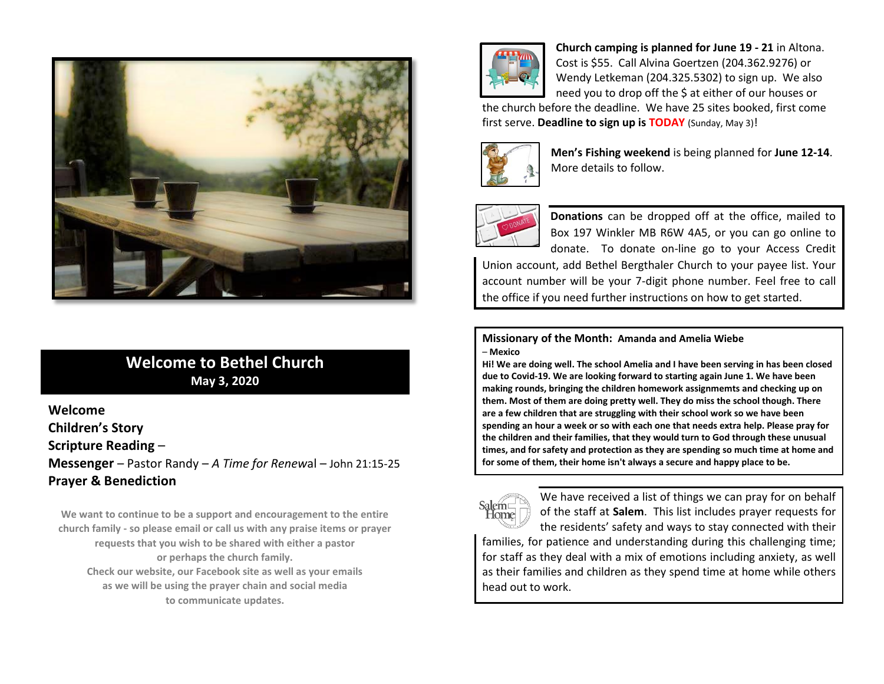## Welcome to Bethel Church

**May 3, 2020**

**Welcome**

**Children's Story**

**Scripture Reading** –

**Messenger** – Pastor Randy – *A Time for Renewal* – John 21:15-25

**Prayer & Benediction**

**We want to continue to be a support and encouragement to the entire church family - so please email or call us with any praise items or prayer requests that you wish to be shared with either a pastor or perhaps the church family.**
**Check our website, our Facebook site as well as your emails as we will be using the prayer chain and social media to communicate updates.**

**Church camping is planned for June 19 - 21** in Altona. Cost is $55. Call Alvina Goertzen (204.362.9276) or Wendy Letkeman (204.325.5302) to sign up. We also need you to drop off the $ at either of our houses or the church before the deadline. We have 25 sites booked, first come first serve. **Deadline to sign up is TODAY** (Sunday, May 3)!

**Men's Fishing weekend** is being planned for **June 12-14**. More details to follow.

**Donations** can be dropped off at the office, mailed to Box 197 Winkler MB R6W 4A5, or you can go online to donate. To donate on-line go to your Access Credit Union account, add Bethel Bergthaler Church to your payee list. Your account number will be your 7-digit phone number. Feel free to call the office if you need further instructions on how to get started.

**Missionary of the Month: Amanda and Amelia Wiebe** – **Mexico**

**Hi! We are doing well. The school Amelia and I have been serving in has been closed due to Covid-19. We are looking forward to starting again June 1. We have been making rounds, bringing the children homework assignmemts and checking up on them. Most of them are doing pretty well. They do miss the school though. There are a few children that are struggling with their school work so we have been spending an hour a week or so with each one that needs extra help. Please pray for the children and their families, that they would turn to God through these unusual times, and for safety and protection as they are spending so much time at home and for some of them, their home isn't always a secure and happy place to be.**

We have received a list of things we can pray for on behalf of the staff at **Salem**. This list includes prayer requests for the residents' safety and ways to stay connected with their families, for patience and understanding during this challenging time; for staff as they deal with a mix of emotions including anxiety, as well as their families and children as they spend time at home while others head out to work.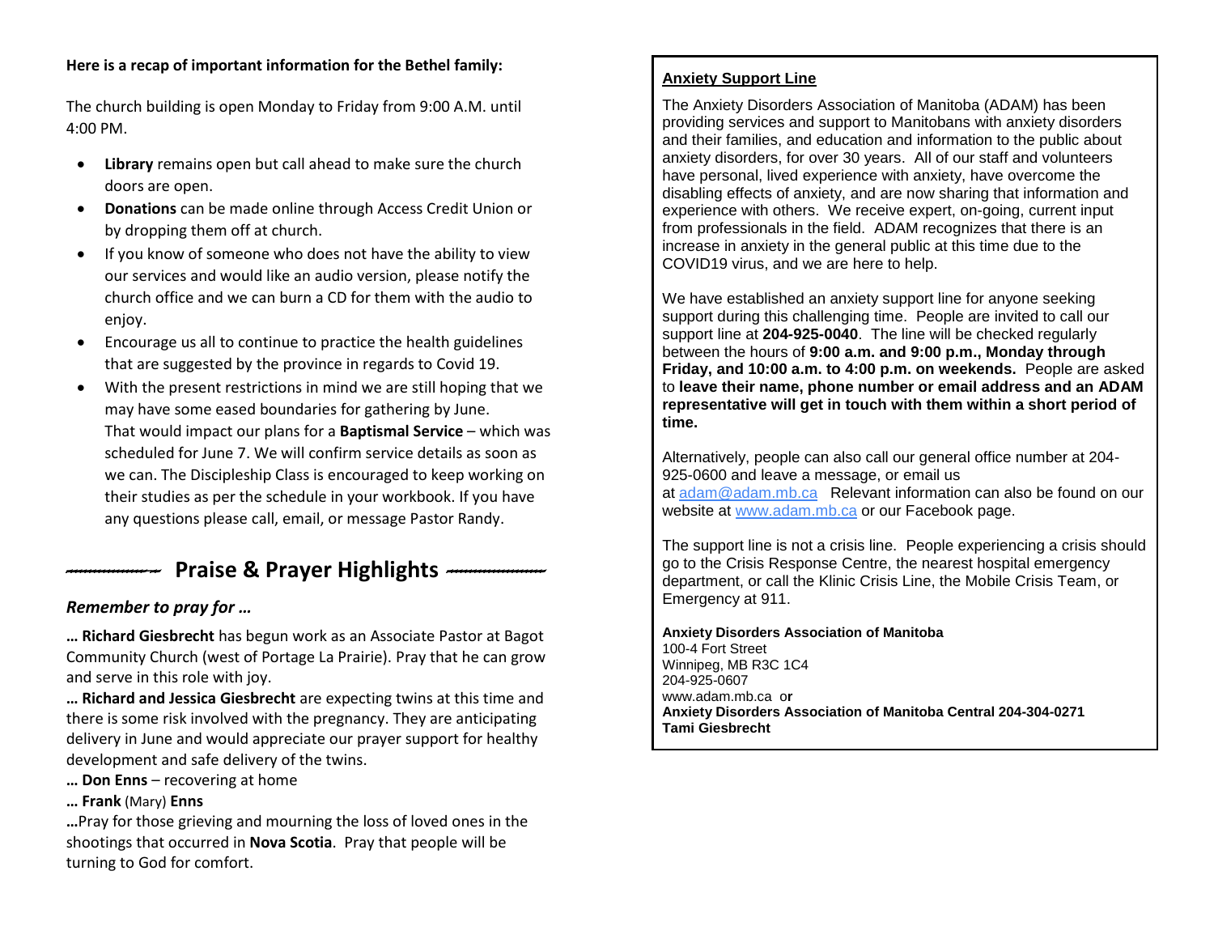**Here is a recap of important information for the Bethel family:**

The church building is open Monday to Friday from 9:00 A.M. until 4:00 PM.

- **Library** remains open but call ahead to make sure the church doors are open.
- **Donations** can be made online through Access Credit Union or by dropping them off at church.
- If you know of someone who does not have the ability to view our services and would like an audio version, please notify the church office and we can burn a CD for them with the audio to enjoy.
- Encourage us all to continue to practice the health guidelines that are suggested by the province in regards to Covid 19.
- With the present restrictions in mind we are still hoping that we may have some eased boundaries for gathering by June. That would impact our plans for a **Baptismal Service** – which was scheduled for June 7. We will confirm service details as soon as we can. The Discipleship Class is encouraged to keep working on their studies as per the schedule in your workbook. If you have any questions please call, email, or message Pastor Randy.

## Praise & Prayer Highlights

***Remember to pray for …***

**… Richard Giesbrecht** has begun work as an Associate Pastor at Bagot Community Church (west of Portage La Prairie). Pray that he can grow and serve in this role with joy.

**… Richard and Jessica Giesbrecht** are expecting twins at this time and there is some risk involved with the pregnancy. They are anticipating delivery in June and would appreciate our prayer support for healthy development and safe delivery of the twins.

**… Don Enns** – recovering at home

**… Frank** (Mary) **Enns**

**…**Pray for those grieving and mourning the loss of loved ones in the shootings that occurred in **Nova Scotia**. Pray that people will be turning to God for comfort.

**Anxiety Support Line**

The Anxiety Disorders Association of Manitoba (ADAM) has been providing services and support to Manitobans with anxiety disorders and their families, and education and information to the public about anxiety disorders, for over 30 years. All of our staff and volunteers have personal, lived experience with anxiety, have overcome the disabling effects of anxiety, and are now sharing that information and experience with others. We receive expert, on-going, current input from professionals in the field. ADAM recognizes that there is an increase in anxiety in the general public at this time due to the COVID19 virus, and we are here to help.

We have established an anxiety support line for anyone seeking support during this challenging time. People are invited to call our support line at **204-925-0040**. The line will be checked regularly between the hours of **9:00 a.m. and 9:00 p.m., Monday through Friday, and 10:00 a.m. to 4:00 p.m. on weekends.** People are asked to **leave their name, phone number or email address and an ADAM representative will get in touch with them within a short period of time.**

Alternatively, people can also call our general office number at 204-925-0600 and leave a message, or email us at adam@adam.mb.ca Relevant information can also be found on our website at www.adam.mb.ca or our Facebook page.

The support line is not a crisis line. People experiencing a crisis should go to the Crisis Response Centre, the nearest hospital emergency department, or call the Klinic Crisis Line, the Mobile Crisis Team, or Emergency at 911.

**Anxiety Disorders Association of Manitoba**
100-4 Fort Street
Winnipeg, MB R3C 1C4
204-925-0607
www.adam.mb.ca or
**Anxiety Disorders Association of Manitoba Central 204-304-0271**
**Tami Giesbrecht**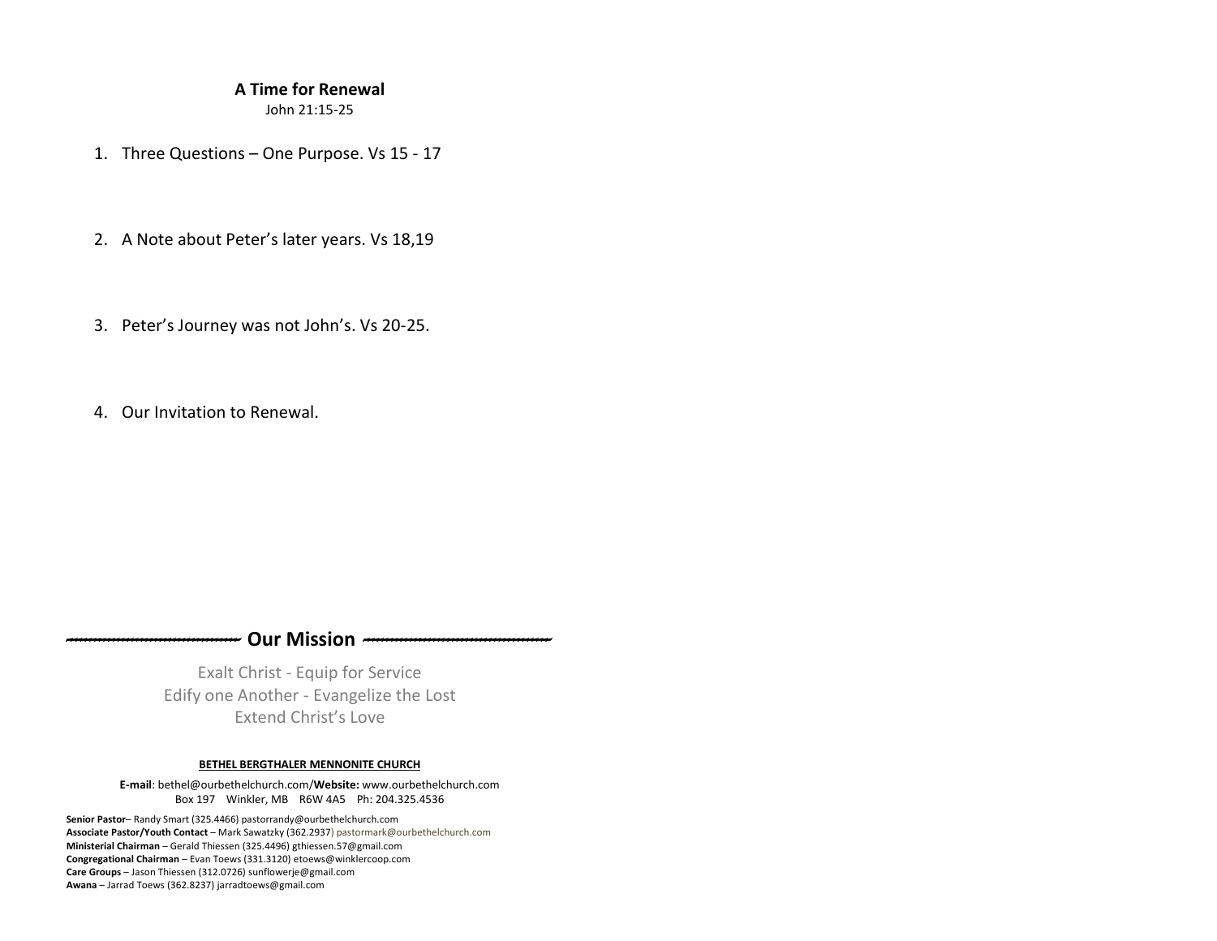**A Time for Renewal**

John 21:15-25

1. Three Questions – One Purpose. Vs 15 - 17

2. A Note about Peter's later years. Vs 18,19

3. Peter's Journey was not John's. Vs 20-25.

4. Our Invitation to Renewal.

## Our Mission

Exalt Christ - Equip for Service
Edify one Another - Evangelize the Lost
Extend Christ's Love

**BETHEL BERGTHALER MENNONITE CHURCH**

**E-mail**: bethel@ourbethelchurch.com/**Website:** www.ourbethelchurch.com
Box 197 Winkler, MB R6W 4A5 Ph: 204.325.4536

**Senior Pastor**– Randy Smart (325.4466) pastorrandy@ourbethelchurch.com
**Associate Pastor/Youth Contact** – Mark Sawatzky (362.2937) pastormark@ourbethelchurch.com
**Ministerial Chairman** – Gerald Thiessen (325.4496) gthiessen.57@gmail.com
**Congregational Chairman** – Evan Toews (331.3120) etoews@winklercoop.com
**Care Groups** – Jason Thiessen (312.0726) sunflowerje@gmail.com
**Awana** – Jarrad Toews (362.8237) jarradtoews@gmail.com